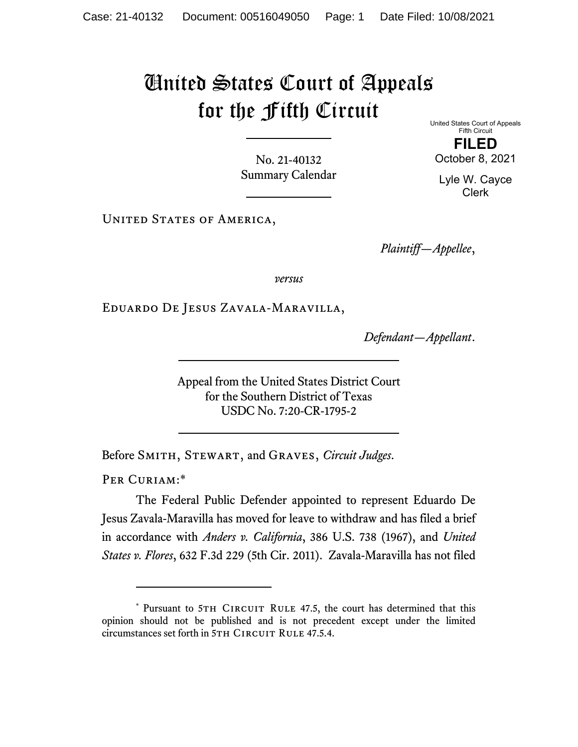# United States Court of Appeals for the Fifth Circuit

United States Court of Appeals
Fifth Circuit

**FILED**

October 8, 2021

Lyle W. Cayce
Clerk

No. 21-40132
Summary Calendar

United States of America,

*Plaintiff—Appellee*,

*versus*

Eduardo De Jesus Zavala-Maravilla,

*Defendant—Appellant*.

Appeal from the United States District Court
for the Southern District of Texas
USDC No. 7:20-CR-1795-2

Before Smith, Stewart, and Graves, *Circuit Judges*.

Per Curiam:*

The Federal Public Defender appointed to represent Eduardo De Jesus Zavala-Maravilla has moved for leave to withdraw and has filed a brief in accordance with *Anders v. California*, 386 U.S. 738 (1967), and *United States v. Flores*, 632 F.3d 229 (5th Cir. 2011). Zavala-Maravilla has not filed

---

* Pursuant to 5th Circuit Rule 47.5, the court has determined that this opinion should not be published and is not precedent except under the limited circumstances set forth in 5th Circuit Rule 47.5.4.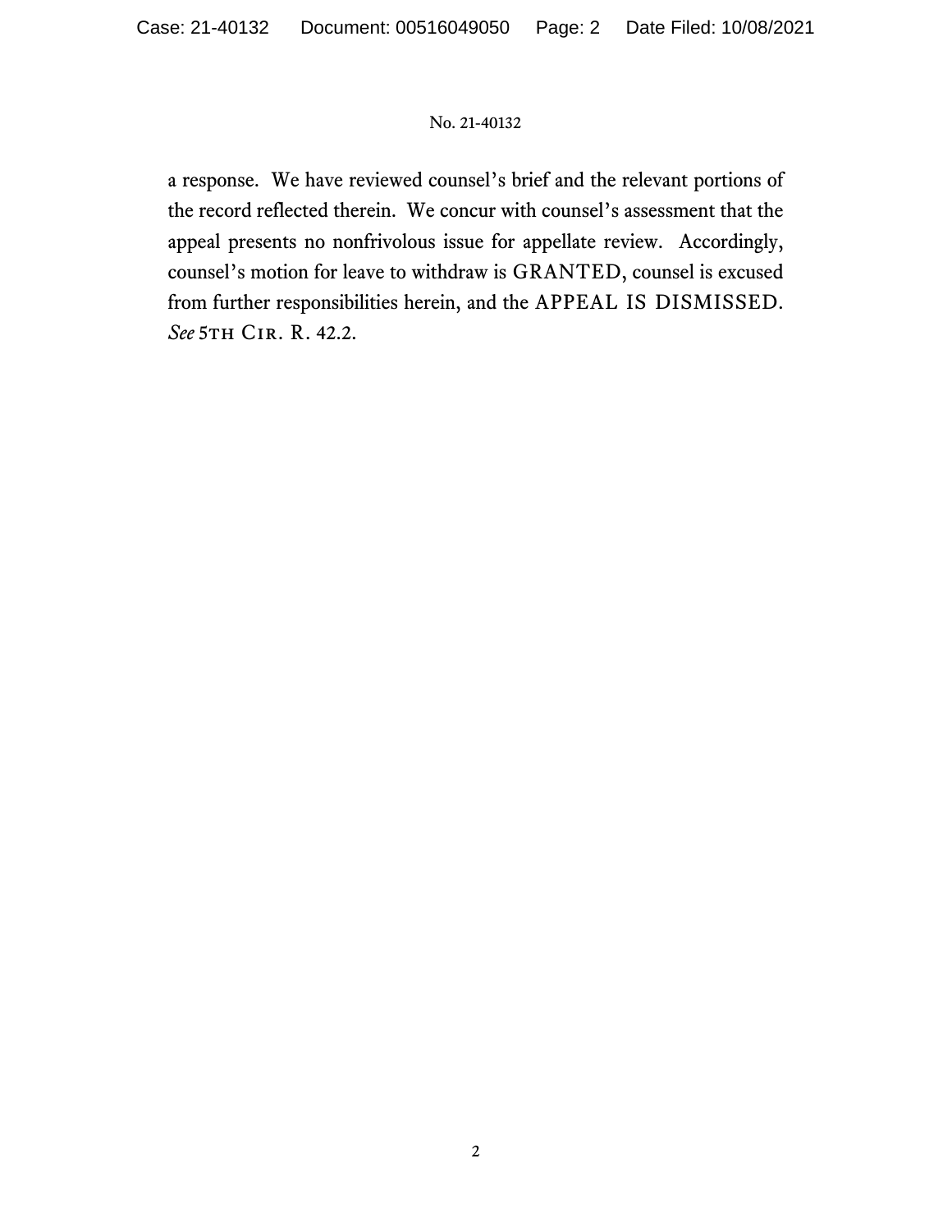a response. We have reviewed counsel's brief and the relevant portions of the record reflected therein. We concur with counsel's assessment that the appeal presents no nonfrivolous issue for appellate review. Accordingly, counsel's motion for leave to withdraw is GRANTED, counsel is excused from further responsibilities herein, and the APPEAL IS DISMISSED. *See* 5TH CIR. R. 42.2.